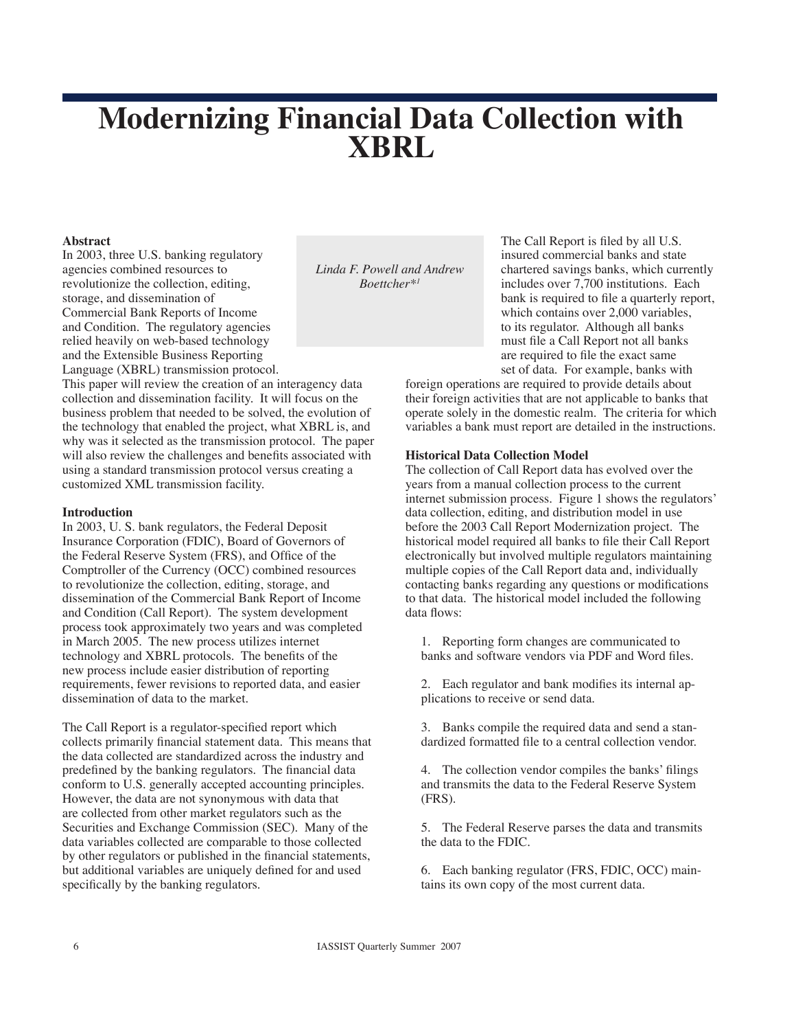# Modernizing Financial Data Collection with XBRL

*Linda F. Powell and Andrew Boettcher*[*1]

**Abstract**

In 2003, three U.S. banking regulatory agencies combined resources to revolutionize the collection, editing, storage, and dissemination of Commercial Bank Reports of Income and Condition. The regulatory agencies relied heavily on web-based technology and the Extensible Business Reporting Language (XBRL) transmission protocol. This paper will review the creation of an interagency data collection and dissemination facility. It will focus on the business problem that needed to be solved, the evolution of the technology that enabled the project, what XBRL is, and why was it selected as the transmission protocol. The paper will also review the challenges and benefits associated with using a standard transmission protocol versus creating a customized XML transmission facility.

**Introduction**

In 2003, U. S. bank regulators, the Federal Deposit Insurance Corporation (FDIC), Board of Governors of the Federal Reserve System (FRS), and Office of the Comptroller of the Currency (OCC) combined resources to revolutionize the collection, editing, storage, and dissemination of the Commercial Bank Report of Income and Condition (Call Report). The system development process took approximately two years and was completed in March 2005. The new process utilizes internet technology and XBRL protocols. The benefits of the new process include easier distribution of reporting requirements, fewer revisions to reported data, and easier dissemination of data to the market.

The Call Report is a regulator-specified report which collects primarily financial statement data. This means that the data collected are standardized across the industry and predefined by the banking regulators. The financial data conform to U.S. generally accepted accounting principles. However, the data are not synonymous with data that are collected from other market regulators such as the Securities and Exchange Commission (SEC). Many of the data variables collected are comparable to those collected by other regulators or published in the financial statements, but additional variables are uniquely defined for and used specifically by the banking regulators.

The Call Report is filed by all U.S. insured commercial banks and state chartered savings banks, which currently includes over 7,700 institutions. Each bank is required to file a quarterly report, which contains over 2,000 variables, to its regulator. Although all banks must file a Call Report not all banks are required to file the exact same set of data. For example, banks with foreign operations are required to provide details about their foreign activities that are not applicable to banks that operate solely in the domestic realm. The criteria for which variables a bank must report are detailed in the instructions.

**Historical Data Collection Model**

The collection of Call Report data has evolved over the years from a manual collection process to the current internet submission process. Figure 1 shows the regulators' data collection, editing, and distribution model in use before the 2003 Call Report Modernization project. The historical model required all banks to file their Call Report electronically but involved multiple regulators maintaining multiple copies of the Call Report data and, individually contacting banks regarding any questions or modifications to that data. The historical model included the following data flows:

1. Reporting form changes are communicated to banks and software vendors via PDF and Word files.

2. Each regulator and bank modifies its internal applications to receive or send data.

3. Banks compile the required data and send a standardized formatted file to a central collection vendor.

4. The collection vendor compiles the banks' filings and transmits the data to the Federal Reserve System (FRS).

5. The Federal Reserve parses the data and transmits the data to the FDIC.

6. Each banking regulator (FRS, FDIC, OCC) maintains its own copy of the most current data.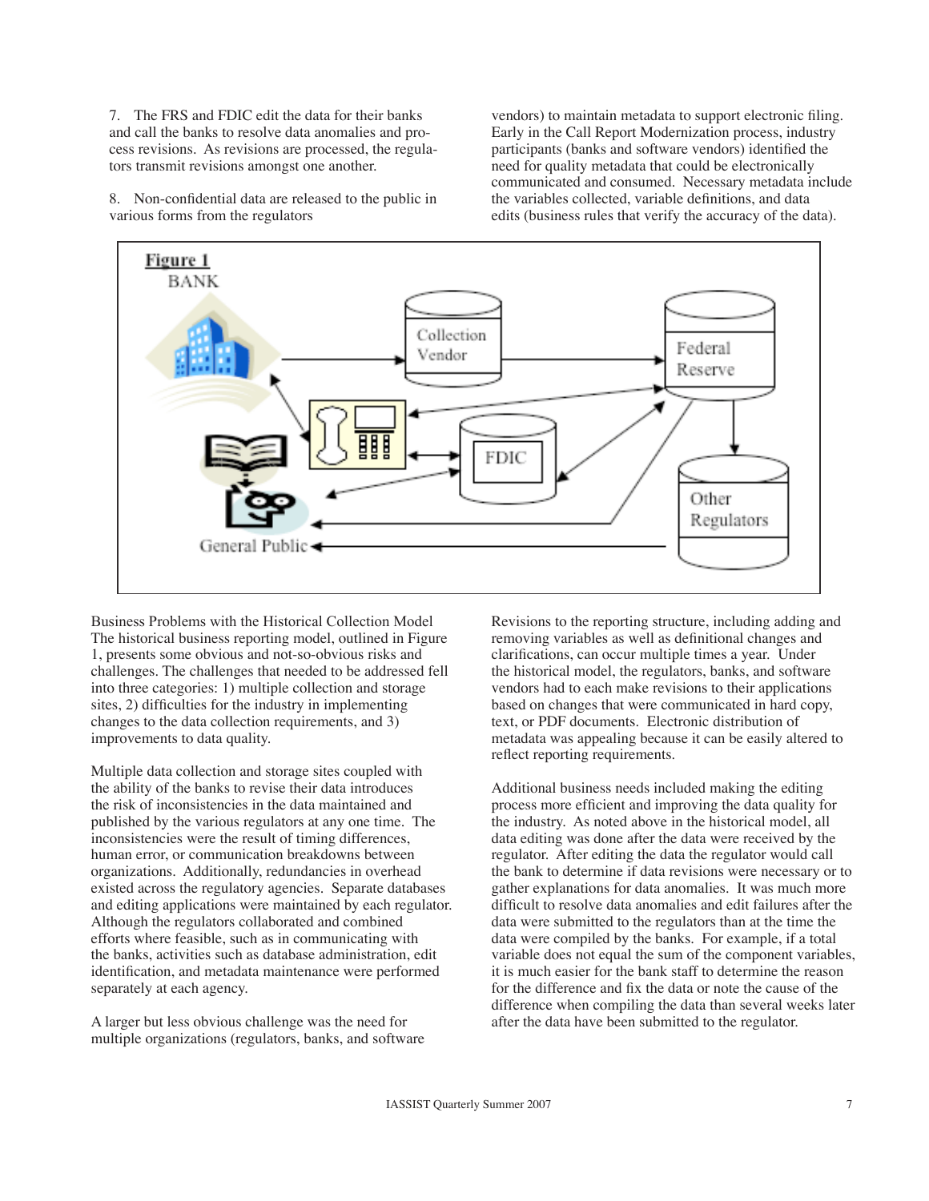7. The FRS and FDIC edit the data for their banks and call the banks to resolve data anomalies and process revisions. As revisions are processed, the regulators transmit revisions amongst one another.

8. Non-confidential data are released to the public in various forms from the regulators

vendors) to maintain metadata to support electronic filing. Early in the Call Report Modernization process, industry participants (banks and software vendors) identified the need for quality metadata that could be electronically communicated and consumed. Necessary metadata include the variables collected, variable definitions, and data edits (business rules that verify the accuracy of the data).

**Figure 1**

Business Problems with the Historical Collection Model

The historical business reporting model, outlined in Figure 1, presents some obvious and not-so-obvious risks and challenges. The challenges that needed to be addressed fell into three categories: 1) multiple collection and storage sites, 2) difficulties for the industry in implementing changes to the data collection requirements, and 3) improvements to data quality.

Multiple data collection and storage sites coupled with the ability of the banks to revise their data introduces the risk of inconsistencies in the data maintained and published by the various regulators at any one time. The inconsistencies were the result of timing differences, human error, or communication breakdowns between organizations. Additionally, redundancies in overhead existed across the regulatory agencies. Separate databases and editing applications were maintained by each regulator. Although the regulators collaborated and combined efforts where feasible, such as in communicating with the banks, activities such as database administration, edit identification, and metadata maintenance were performed separately at each agency.

A larger but less obvious challenge was the need for multiple organizations (regulators, banks, and software vendors) to maintain metadata to support electronic filing.

Revisions to the reporting structure, including adding and removing variables as well as definitional changes and clarifications, can occur multiple times a year. Under the historical model, the regulators, banks, and software vendors had to each make revisions to their applications based on changes that were communicated in hard copy, text, or PDF documents. Electronic distribution of metadata was appealing because it can be easily altered to reflect reporting requirements.

Additional business needs included making the editing process more efficient and improving the data quality for the industry. As noted above in the historical model, all data editing was done after the data were received by the regulator. After editing the data the regulator would call the bank to determine if data revisions were necessary or to gather explanations for data anomalies. It was much more difficult to resolve data anomalies and edit failures after the data were submitted to the regulators than at the time the data were compiled by the banks. For example, if a total variable does not equal the sum of the component variables, it is much easier for the bank staff to determine the reason for the difference and fix the data or note the cause of the difference when compiling the data than several weeks later after the data have been submitted to the regulator.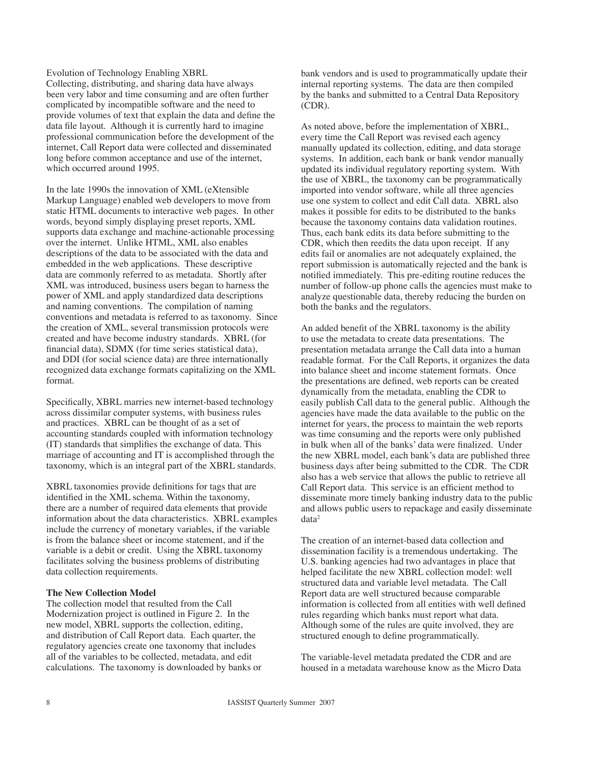Evolution of Technology Enabling XBRL

Collecting, distributing, and sharing data have always been very labor and time consuming and are often further complicated by incompatible software and the need to provide volumes of text that explain the data and define the data file layout. Although it is currently hard to imagine professional communication before the development of the internet, Call Report data were collected and disseminated long before common acceptance and use of the internet, which occurred around 1995.

In the late 1990s the innovation of XML (eXtensible Markup Language) enabled web developers to move from static HTML documents to interactive web pages. In other words, beyond simply displaying preset reports, XML supports data exchange and machine-actionable processing over the internet. Unlike HTML, XML also enables descriptions of the data to be associated with the data and embedded in the web applications. These descriptive data are commonly referred to as metadata. Shortly after XML was introduced, business users began to harness the power of XML and apply standardized data descriptions and naming conventions. The compilation of naming conventions and metadata is referred to as taxonomy. Since the creation of XML, several transmission protocols were created and have become industry standards. XBRL (for financial data), SDMX (for time series statistical data), and DDI (for social science data) are three internationally recognized data exchange formats capitalizing on the XML format.

Specifically, XBRL marries new internet-based technology across dissimilar computer systems, with business rules and practices. XBRL can be thought of as a set of accounting standards coupled with information technology (IT) standards that simplifies the exchange of data. This marriage of accounting and IT is accomplished through the taxonomy, which is an integral part of the XBRL standards.

XBRL taxonomies provide definitions for tags that are identified in the XML schema. Within the taxonomy, there are a number of required data elements that provide information about the data characteristics. XBRL examples include the currency of monetary variables, if the variable is from the balance sheet or income statement, and if the variable is a debit or credit. Using the XBRL taxonomy facilitates solving the business problems of distributing data collection requirements.

**The New Collection Model**

The collection model that resulted from the Call Modernization project is outlined in Figure 2. In the new model, XBRL supports the collection, editing, and distribution of Call Report data. Each quarter, the regulatory agencies create one taxonomy that includes all of the variables to be collected, metadata, and edit calculations. The taxonomy is downloaded by banks or bank vendors and is used to programmatically update their internal reporting systems. The data are then compiled by the banks and submitted to a Central Data Repository (CDR).

As noted above, before the implementation of XBRL, every time the Call Report was revised each agency manually updated its collection, editing, and data storage systems. In addition, each bank or bank vendor manually updated its individual regulatory reporting system. With the use of XBRL, the taxonomy can be programmatically imported into vendor software, while all three agencies use one system to collect and edit Call data. XBRL also makes it possible for edits to be distributed to the banks because the taxonomy contains data validation routines. Thus, each bank edits its data before submitting to the CDR, which then reedits the data upon receipt. If any edits fail or anomalies are not adequately explained, the report submission is automatically rejected and the bank is notified immediately. This pre-editing routine reduces the number of follow-up phone calls the agencies must make to analyze questionable data, thereby reducing the burden on both the banks and the regulators.

An added benefit of the XBRL taxonomy is the ability to use the metadata to create data presentations. The presentation metadata arrange the Call data into a human readable format. For the Call Reports, it organizes the data into balance sheet and income statement formats. Once the presentations are defined, web reports can be created dynamically from the metadata, enabling the CDR to easily publish Call data to the general public. Although the agencies have made the data available to the public on the internet for years, the process to maintain the web reports was time consuming and the reports were only published in bulk when all of the banks' data were finalized. Under the new XBRL model, each bank's data are published three business days after being submitted to the CDR. The CDR also has a web service that allows the public to retrieve all Call Report data. This service is an efficient method to disseminate more timely banking industry data to the public and allows public users to repackage and easily disseminate data[2]

The creation of an internet-based data collection and dissemination facility is a tremendous undertaking. The U.S. banking agencies had two advantages in place that helped facilitate the new XBRL collection model: well structured data and variable level metadata. The Call Report data are well structured because comparable information is collected from all entities with well defined rules regarding which banks must report what data. Although some of the rules are quite involved, they are structured enough to define programmatically.

The variable-level metadata predated the CDR and are housed in a metadata warehouse know as the Micro Data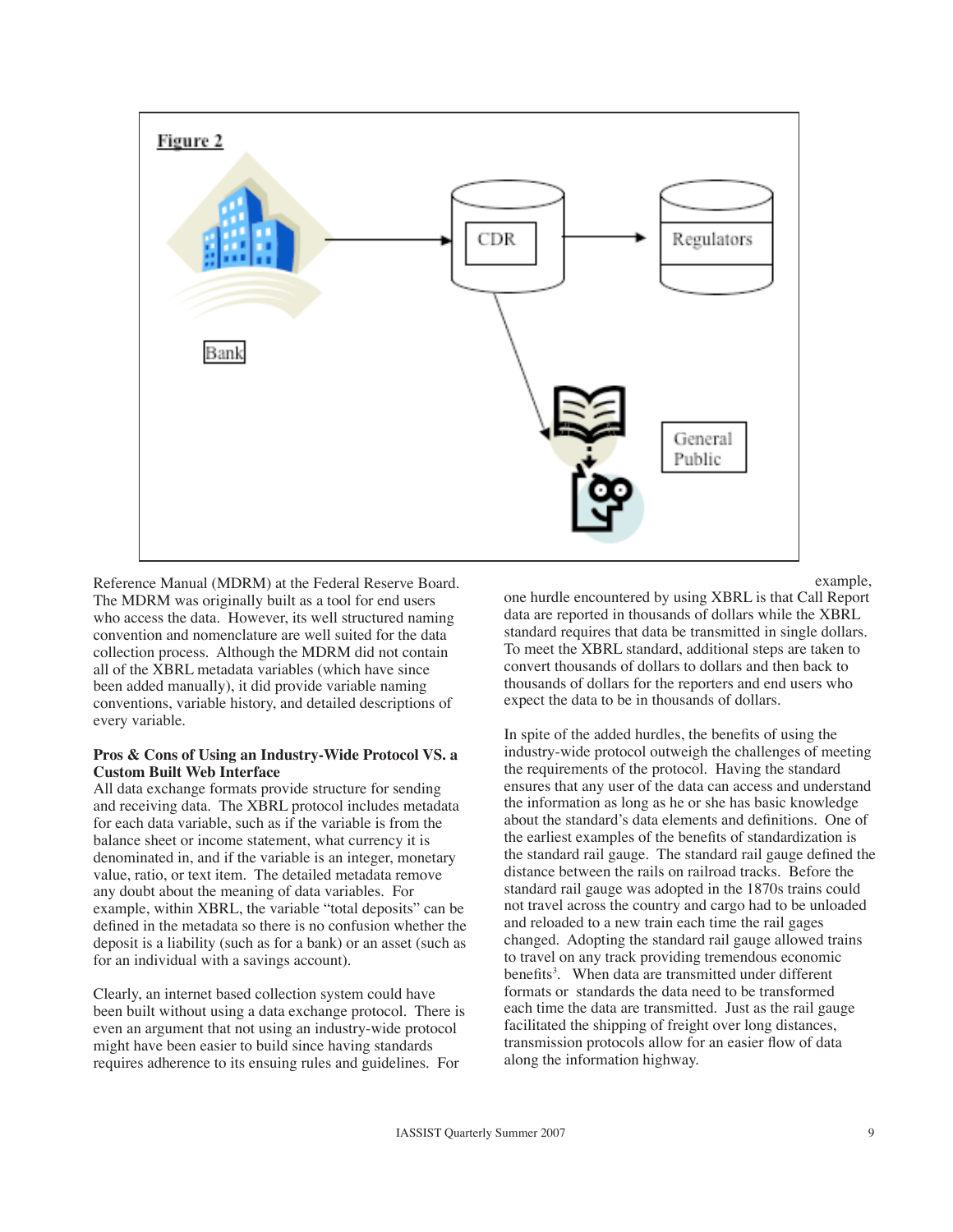Figure 2

Reference Manual (MDRM) at the Federal Reserve Board. The MDRM was originally built as a tool for end users who access the data. However, its well structured naming convention and nomenclature are well suited for the data collection process. Although the MDRM did not contain all of the XBRL metadata variables (which have since been added manually), it did provide variable naming conventions, variable history, and detailed descriptions of every variable.

**Pros & Cons of Using an Industry-Wide Protocol VS. a Custom Built Web Interface**

All data exchange formats provide structure for sending and receiving data. The XBRL protocol includes metadata for each data variable, such as if the variable is from the balance sheet or income statement, what currency it is denominated in, and if the variable is an integer, monetary value, ratio, or text item. The detailed metadata remove any doubt about the meaning of data variables. For example, within XBRL, the variable "total deposits" can be defined in the metadata so there is no confusion whether the deposit is a liability (such as for a bank) or an asset (such as for an individual with a savings account).

Clearly, an internet based collection system could have been built without using a data exchange protocol. There is even an argument that not using an industry-wide protocol might have been easier to build since having standards requires adherence to its ensuing rules and guidelines. For example, one hurdle encountered by using XBRL is that Call Report data are reported in thousands of dollars while the XBRL standard requires that data be transmitted in single dollars. To meet the XBRL standard, additional steps are taken to convert thousands of dollars to dollars and then back to thousands of dollars for the reporters and end users who expect the data to be in thousands of dollars.

In spite of the added hurdles, the benefits of using the industry-wide protocol outweigh the challenges of meeting the requirements of the protocol. Having the standard ensures that any user of the data can access and understand the information as long as he or she has basic knowledge about the standard's data elements and definitions. One of the earliest examples of the benefits of standardization is the standard rail gauge. The standard rail gauge defined the distance between the rails on railroad tracks. Before the standard rail gauge was adopted in the 1870s trains could not travel across the country and cargo had to be unloaded and reloaded to a new train each time the rail gages changed. Adopting the standard rail gauge allowed trains to travel on any track providing tremendous economic benefits[3]. When data are transmitted under different formats or standards the data need to be transformed each time the data are transmitted. Just as the rail gauge facilitated the shipping of freight over long distances, transmission protocols allow for an easier flow of data along the information highway.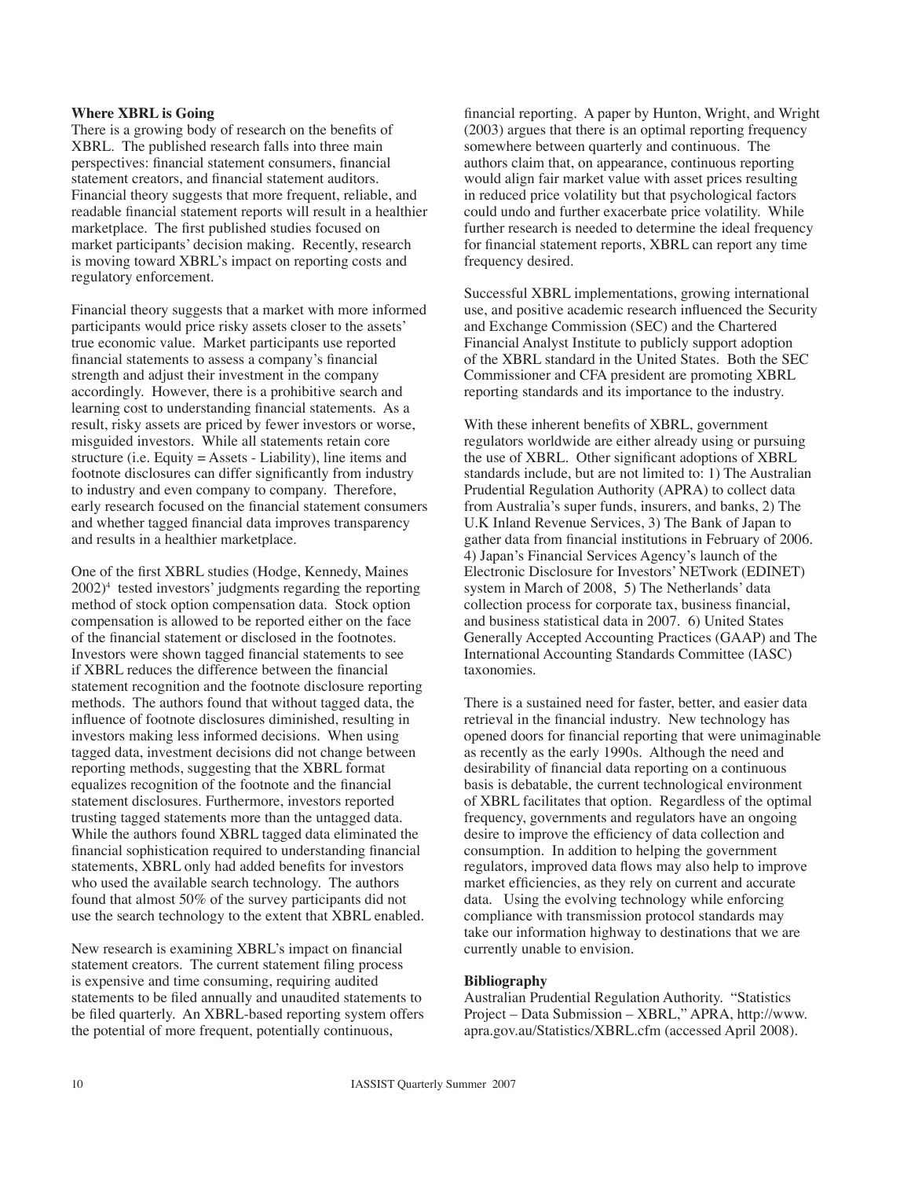**Where XBRL is Going**

There is a growing body of research on the benefits of XBRL. The published research falls into three main perspectives: financial statement consumers, financial statement creators, and financial statement auditors. Financial theory suggests that more frequent, reliable, and readable financial statement reports will result in a healthier marketplace. The first published studies focused on market participants' decision making. Recently, research is moving toward XBRL's impact on reporting costs and regulatory enforcement.

Financial theory suggests that a market with more informed participants would price risky assets closer to the assets' true economic value. Market participants use reported financial statements to assess a company's financial strength and adjust their investment in the company accordingly. However, there is a prohibitive search and learning cost to understanding financial statements. As a result, risky assets are priced by fewer investors or worse, misguided investors. While all statements retain core structure (i.e. Equity = Assets - Liability), line items and footnote disclosures can differ significantly from industry to industry and even company to company. Therefore, early research focused on the financial statement consumers and whether tagged financial data improves transparency and results in a healthier marketplace.

One of the first XBRL studies (Hodge, Kennedy, Maines 2002)[4] tested investors' judgments regarding the reporting method of stock option compensation data. Stock option compensation is allowed to be reported either on the face of the financial statement or disclosed in the footnotes. Investors were shown tagged financial statements to see if XBRL reduces the difference between the financial statement recognition and the footnote disclosure reporting methods. The authors found that without tagged data, the influence of footnote disclosures diminished, resulting in investors making less informed decisions. When using tagged data, investment decisions did not change between reporting methods, suggesting that the XBRL format equalizes recognition of the footnote and the financial statement disclosures. Furthermore, investors reported trusting tagged statements more than the untagged data. While the authors found XBRL tagged data eliminated the financial sophistication required to understanding financial statements, XBRL only had added benefits for investors who used the available search technology. The authors found that almost 50% of the survey participants did not use the search technology to the extent that XBRL enabled.

New research is examining XBRL's impact on financial statement creators. The current statement filing process is expensive and time consuming, requiring audited statements to be filed annually and unaudited statements to be filed quarterly. An XBRL-based reporting system offers the potential of more frequent, potentially continuous, financial reporting. A paper by Hunton, Wright, and Wright (2003) argues that there is an optimal reporting frequency somewhere between quarterly and continuous. The authors claim that, on appearance, continuous reporting would align fair market value with asset prices resulting in reduced price volatility but that psychological factors could undo and further exacerbate price volatility. While further research is needed to determine the ideal frequency for financial statement reports, XBRL can report any time frequency desired.

Successful XBRL implementations, growing international use, and positive academic research influenced the Security and Exchange Commission (SEC) and the Chartered Financial Analyst Institute to publicly support adoption of the XBRL standard in the United States. Both the SEC Commissioner and CFA president are promoting XBRL reporting standards and its importance to the industry.

With these inherent benefits of XBRL, government regulators worldwide are either already using or pursuing the use of XBRL. Other significant adoptions of XBRL standards include, but are not limited to: 1) The Australian Prudential Regulation Authority (APRA) to collect data from Australia's super funds, insurers, and banks, 2) The U.K Inland Revenue Services, 3) The Bank of Japan to gather data from financial institutions in February of 2006. 4) Japan's Financial Services Agency's launch of the Electronic Disclosure for Investors' NETwork (EDINET) system in March of 2008, 5) The Netherlands' data collection process for corporate tax, business financial, and business statistical data in 2007. 6) United States Generally Accepted Accounting Practices (GAAP) and The International Accounting Standards Committee (IASC) taxonomies.

There is a sustained need for faster, better, and easier data retrieval in the financial industry. New technology has opened doors for financial reporting that were unimaginable as recently as the early 1990s. Although the need and desirability of financial data reporting on a continuous basis is debatable, the current technological environment of XBRL facilitates that option. Regardless of the optimal frequency, governments and regulators have an ongoing desire to improve the efficiency of data collection and consumption. In addition to helping the government regulators, improved data flows may also help to improve market efficiencies, as they rely on current and accurate data. Using the evolving technology while enforcing compliance with transmission protocol standards may take our information highway to destinations that we are currently unable to envision.

**Bibliography**

Australian Prudential Regulation Authority. "Statistics Project – Data Submission – XBRL," APRA, http://www.apra.gov.au/Statistics/XBRL.cfm (accessed April 2008).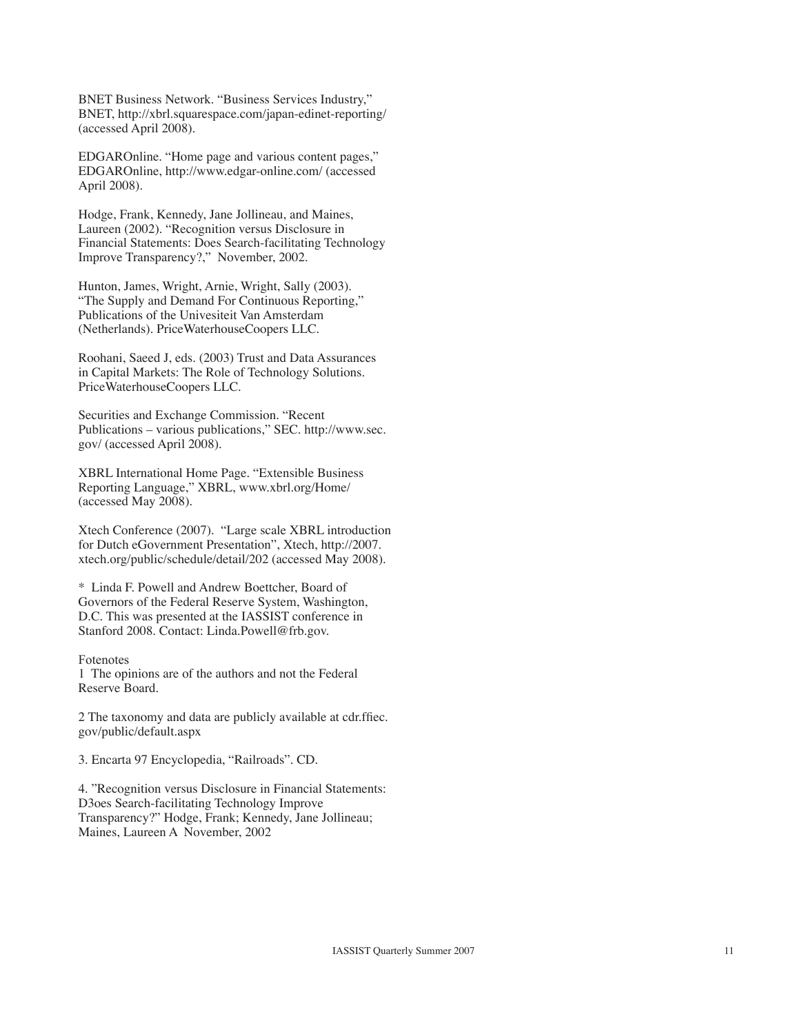BNET Business Network. "Business Services Industry," BNET, http://xbrl.squarespace.com/japan-edinet-reporting/ (accessed April 2008).

EDGAROnline. "Home page and various content pages," EDGAROnline, http://www.edgar-online.com/ (accessed April 2008).

Hodge, Frank, Kennedy, Jane Jollineau, and Maines, Laureen (2002). "Recognition versus Disclosure in Financial Statements: Does Search-facilitating Technology Improve Transparency?," November, 2002.

Hunton, James, Wright, Arnie, Wright, Sally (2003). "The Supply and Demand For Continuous Reporting," Publications of the Univesiteit Van Amsterdam (Netherlands). PriceWaterhouseCoopers LLC.

Roohani, Saeed J, eds. (2003) Trust and Data Assurances in Capital Markets: The Role of Technology Solutions. PriceWaterhouseCoopers LLC.

Securities and Exchange Commission. "Recent Publications – various publications," SEC. http://www.sec.gov/ (accessed April 2008).

XBRL International Home Page. "Extensible Business Reporting Language," XBRL, www.xbrl.org/Home/ (accessed May 2008).

Xtech Conference (2007). "Large scale XBRL introduction for Dutch eGovernment Presentation", Xtech, http://2007.xtech.org/public/schedule/detail/202 (accessed May 2008).

* Linda F. Powell and Andrew Boettcher, Board of Governors of the Federal Reserve System, Washington, D.C. This was presented at the IASSIST conference in Stanford 2008. Contact: Linda.Powell@frb.gov.

Fotenotes

1 The opinions are of the authors and not the Federal Reserve Board.

2 The taxonomy and data are publicly available at cdr.ffiec.gov/public/default.aspx

3. Encarta 97 Encyclopedia, "Railroads". CD.

4. "Recognition versus Disclosure in Financial Statements: D3oes Search-facilitating Technology Improve Transparency?" Hodge, Frank; Kennedy, Jane Jollineau; Maines, Laureen A November, 2002